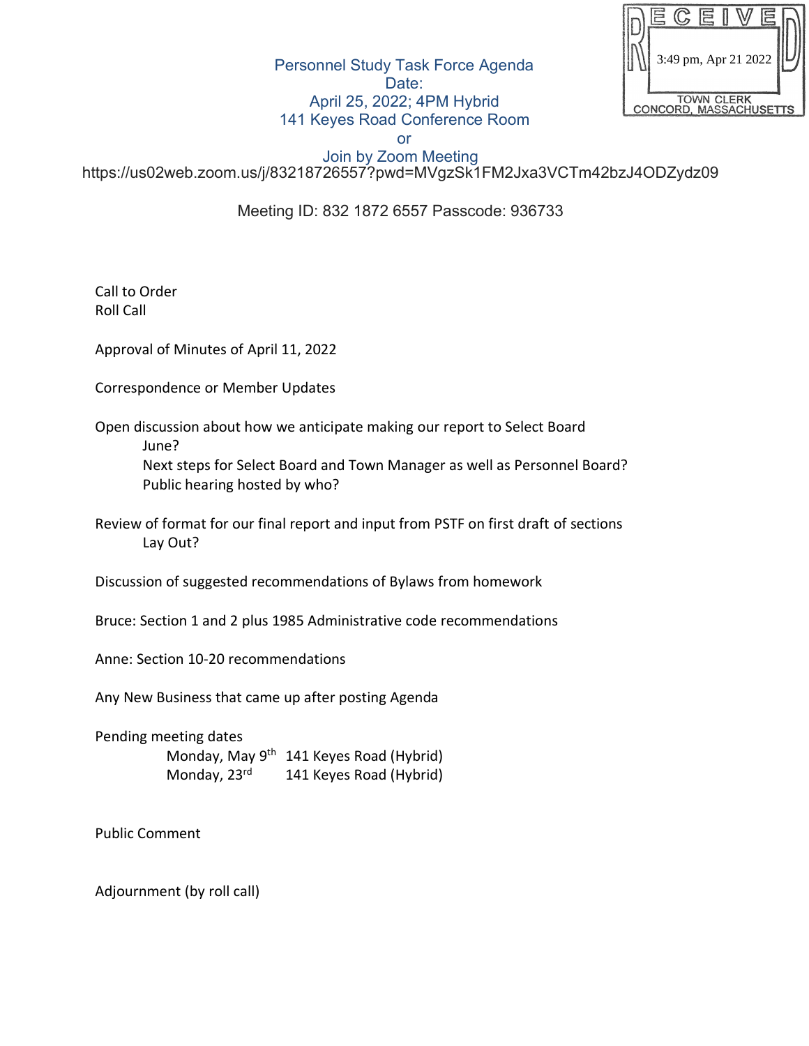RECEIVED
3:49 pm, Apr 21 2022
TOWN CLERK
CONCORD, MASSACHUSETTS

# Personnel Study Task Force Agenda

Date:
April 25, 2022; 4PM Hybrid
141 Keyes Road Conference Room
or
Join by Zoom Meeting
https://us02web.zoom.us/j/83218726557?pwd=MVgzSk1FM2Jxa3VCTm42bzJ4ODZydz09

Meeting ID: 832 1872 6557 Passcode: 936733

Call to Order
Roll Call

Approval of Minutes of April 11, 2022

Correspondence or Member Updates

Open discussion about how we anticipate making our report to Select Board
- June?
- Next steps for Select Board and Town Manager as well as Personnel Board?
- Public hearing hosted by who?

Review of format for our final report and input from PSTF on first draft of sections
- Lay Out?

Discussion of suggested recommendations of Bylaws from homework

Bruce: Section 1 and 2 plus 1985 Administrative code recommendations

Anne: Section 10-20 recommendations

Any New Business that came up after posting Agenda

Pending meeting dates

| | |
|---|---|
| Monday, May 9th | 141 Keyes Road (Hybrid) |
| Monday, 23rd | 141 Keyes Road (Hybrid) |

Public Comment

Adjournment (by roll call)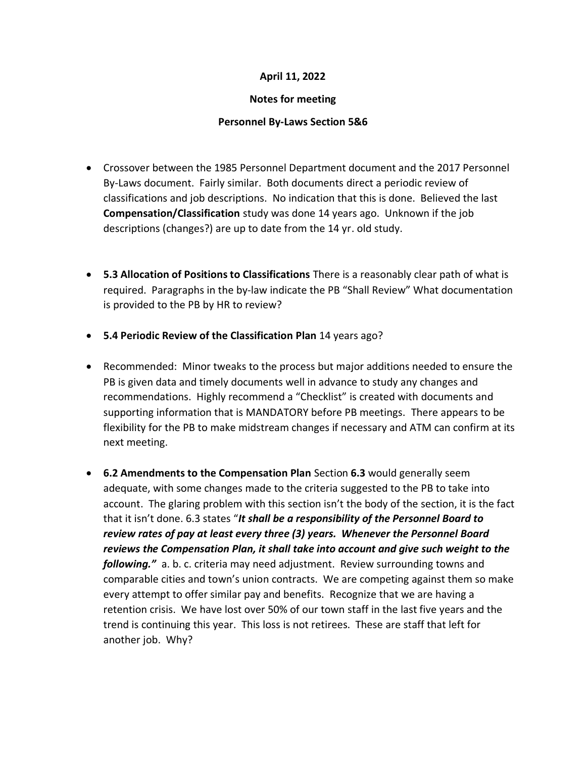**April 11, 2022**

**Notes for meeting**

**Personnel By-Laws Section 5&6**

- Crossover between the 1985 Personnel Department document and the 2017 Personnel By-Laws document. Fairly similar. Both documents direct a periodic review of classifications and job descriptions. No indication that this is done. Believed the last **Compensation/Classification** study was done 14 years ago. Unknown if the job descriptions (changes?) are up to date from the 14 yr. old study.

- **5.3 Allocation of Positions to Classifications** There is a reasonably clear path of what is required. Paragraphs in the by-law indicate the PB "Shall Review" What documentation is provided to the PB by HR to review?

- **5.4 Periodic Review of the Classification Plan** 14 years ago?

- Recommended: Minor tweaks to the process but major additions needed to ensure the PB is given data and timely documents well in advance to study any changes and recommendations. Highly recommend a "Checklist" is created with documents and supporting information that is MANDATORY before PB meetings. There appears to be flexibility for the PB to make midstream changes if necessary and ATM can confirm at its next meeting.

- **6.2 Amendments to the Compensation Plan** Section **6.3** would generally seem adequate, with some changes made to the criteria suggested to the PB to take into account. The glaring problem with this section isn't the body of the section, it is the fact that it isn't done. 6.3 states "***It shall be a responsibility of the Personnel Board to review rates of pay at least every three (3) years. Whenever the Personnel Board reviews the Compensation Plan, it shall take into account and give such weight to the following."*** a. b. c. criteria may need adjustment. Review surrounding towns and comparable cities and town's union contracts. We are competing against them so make every attempt to offer similar pay and benefits. Recognize that we are having a retention crisis. We have lost over 50% of our town staff in the last five years and the trend is continuing this year. This loss is not retirees. These are staff that left for another job. Why?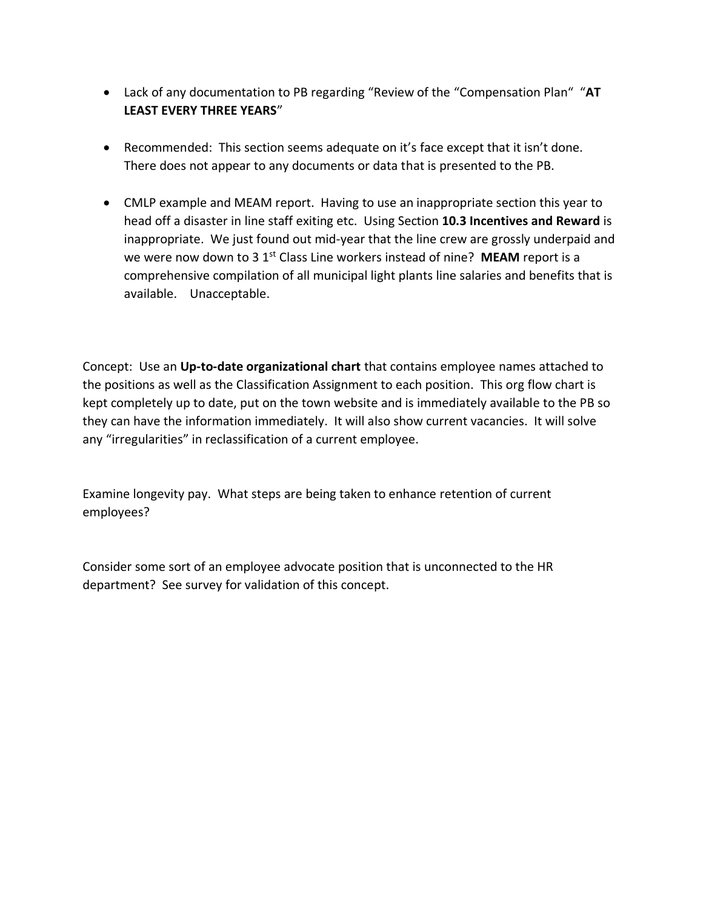- Lack of any documentation to PB regarding “Review of the “Compensation Plan“ “**AT LEAST EVERY THREE YEARS**”

- Recommended: This section seems adequate on it’s face except that it isn’t done. There does not appear to any documents or data that is presented to the PB.

- CMLP example and MEAM report. Having to use an inappropriate section this year to head off a disaster in line staff exiting etc. Using Section **10.3 Incentives and Reward** is inappropriate. We just found out mid-year that the line crew are grossly underpaid and we were now down to 3 1st Class Line workers instead of nine? **MEAM** report is a comprehensive compilation of all municipal light plants line salaries and benefits that is available. Unacceptable.

Concept: Use an **Up-to-date organizational chart** that contains employee names attached to the positions as well as the Classification Assignment to each position. This org flow chart is kept completely up to date, put on the town website and is immediately available to the PB so they can have the information immediately. It will also show current vacancies. It will solve any “irregularities” in reclassification of a current employee.

Examine longevity pay. What steps are being taken to enhance retention of current employees?

Consider some sort of an employee advocate position that is unconnected to the HR department? See survey for validation of this concept.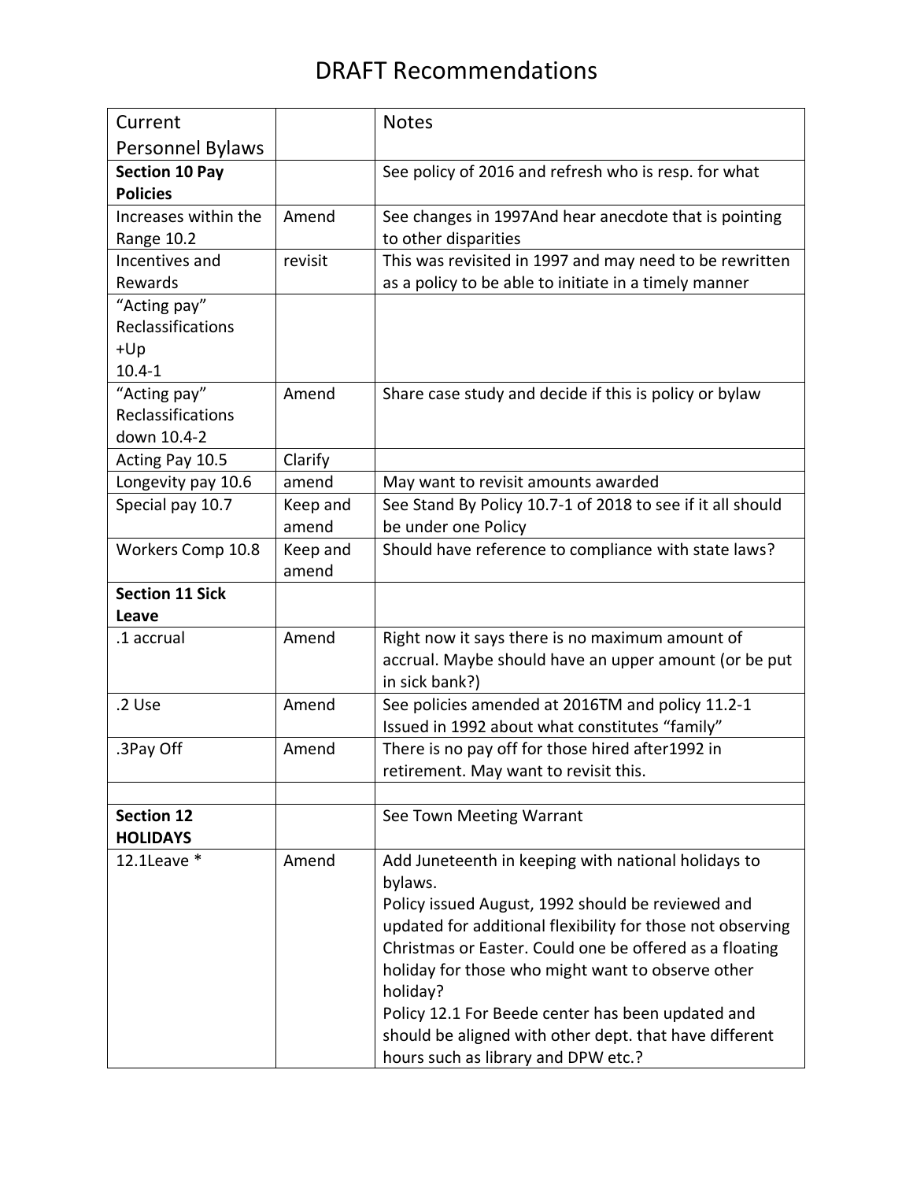# DRAFT Recommendations

| Current Personnel Bylaws | | Notes |
|---|---|---|
| **Section 10 Pay Policies** | | See policy of 2016 and refresh who is resp. for what |
| Increases within the Range 10.2 | Amend | See changes in 1997And hear anecdote that is pointing to other disparities |
| Incentives and Rewards | revisit | This was revisited in 1997 and may need to be rewritten as a policy to be able to initiate in a timely manner |
| "Acting pay" Reclassifications +Up 10.4-1 | | |
| "Acting pay" Reclassifications down 10.4-2 | Amend | Share case study and decide if this is policy or bylaw |
| Acting Pay 10.5 | Clarify | |
| Longevity pay 10.6 | amend | May want to revisit amounts awarded |
| Special pay 10.7 | Keep and amend | See Stand By Policy 10.7-1 of 2018 to see if it all should be under one Policy |
| Workers Comp 10.8 | Keep and amend | Should have reference to compliance with state laws? |
| **Section 11 Sick Leave** | | |
| .1 accrual | Amend | Right now it says there is no maximum amount of accrual. Maybe should have an upper amount (or be put in sick bank?) |
| .2 Use | Amend | See policies amended at 2016TM and policy 11.2-1 Issued in 1992 about what constitutes "family" |
| .3Pay Off | Amend | There is no pay off for those hired after1992 in retirement. May want to revisit this. |
| | | |
| **Section 12 HOLIDAYS** | | See Town Meeting Warrant |
| 12.1Leave * | Amend | Add Juneteenth in keeping with national holidays to bylaws.<br>Policy issued August, 1992 should be reviewed and updated for additional flexibility for those not observing Christmas or Easter. Could one be offered as a floating holiday for those who might want to observe other holiday?<br>Policy 12.1 For Beede center has been updated and should be aligned with other dept. that have different hours such as library and DPW etc.? |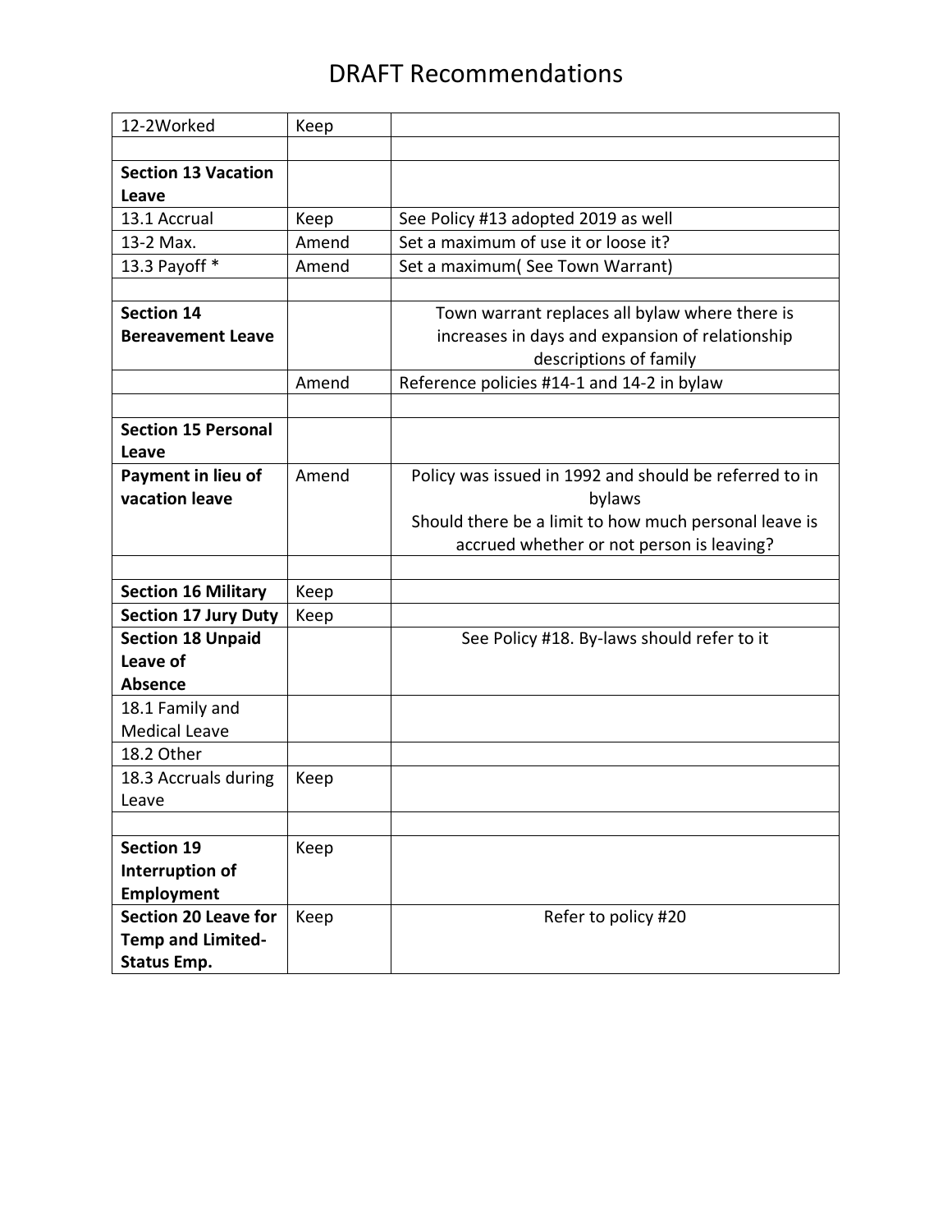# DRAFT Recommendations

| | | |
|---|---|---|
| 12-2Worked | Keep | |
| | | |
| **Section 13 Vacation Leave** | | |
| 13.1 Accrual | Keep | See Policy #13 adopted 2019 as well |
| 13-2 Max. | Amend | Set a maximum of use it or loose it? |
| 13.3 Payoff * | Amend | Set a maximum( See Town Warrant) |
| | | |
| **Section 14 Bereavement Leave** | | Town warrant replaces all bylaw where there is increases in days and expansion of relationship descriptions of family |
| | Amend | Reference policies #14-1 and 14-2 in bylaw |
| | | |
| **Section 15 Personal Leave** | | |
| **Payment in lieu of vacation leave** | Amend | Policy was issued in 1992 and should be referred to in bylaws<br>Should there be a limit to how much personal leave is accrued whether or not person is leaving? |
| | | |
| **Section 16 Military** | Keep | |
| **Section 17 Jury Duty** | Keep | |
| **Section 18 Unpaid Leave of Absence** | | See Policy #18. By-laws should refer to it |
| 18.1 Family and Medical Leave | | |
| 18.2 Other | | |
| 18.3 Accruals during Leave | Keep | |
| | | |
| **Section 19 Interruption of Employment** | Keep | |
| **Section 20 Leave for Temp and Limited-Status Emp.** | Keep | Refer to policy #20 |